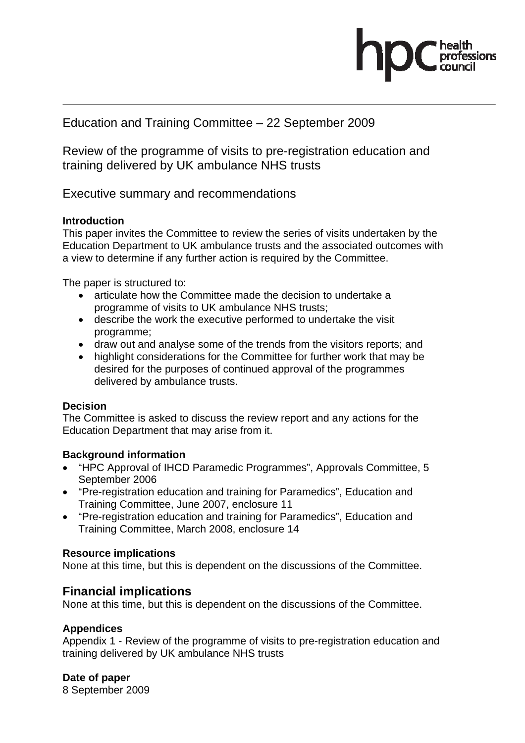Education and Training Committee – 22 September 2009

Review of the programme of visits to pre-registration education and training delivered by UK ambulance NHS trusts

Executive summary and recommendations

**Introduction**

This paper invites the Committee to review the series of visits undertaken by the Education Department to UK ambulance trusts and the associated outcomes with a view to determine if any further action is required by the Committee.

The paper is structured to:

- articulate how the Committee made the decision to undertake a programme of visits to UK ambulance NHS trusts;
- describe the work the executive performed to undertake the visit programme;
- draw out and analyse some of the trends from the visitors reports; and
- highlight considerations for the Committee for further work that may be desired for the purposes of continued approval of the programmes delivered by ambulance trusts.

**Decision**

The Committee is asked to discuss the review report and any actions for the Education Department that may arise from it.

**Background information**

- "HPC Approval of IHCD Paramedic Programmes", Approvals Committee, 5 September 2006
- "Pre-registration education and training for Paramedics", Education and Training Committee, June 2007, enclosure 11
- "Pre-registration education and training for Paramedics", Education and Training Committee, March 2008, enclosure 14

**Resource implications**

None at this time, but this is dependent on the discussions of the Committee.

## Financial implications

None at this time, but this is dependent on the discussions of the Committee.

**Appendices**

Appendix 1 - Review of the programme of visits to pre-registration education and training delivered by UK ambulance NHS trusts

**Date of paper**

8 September 2009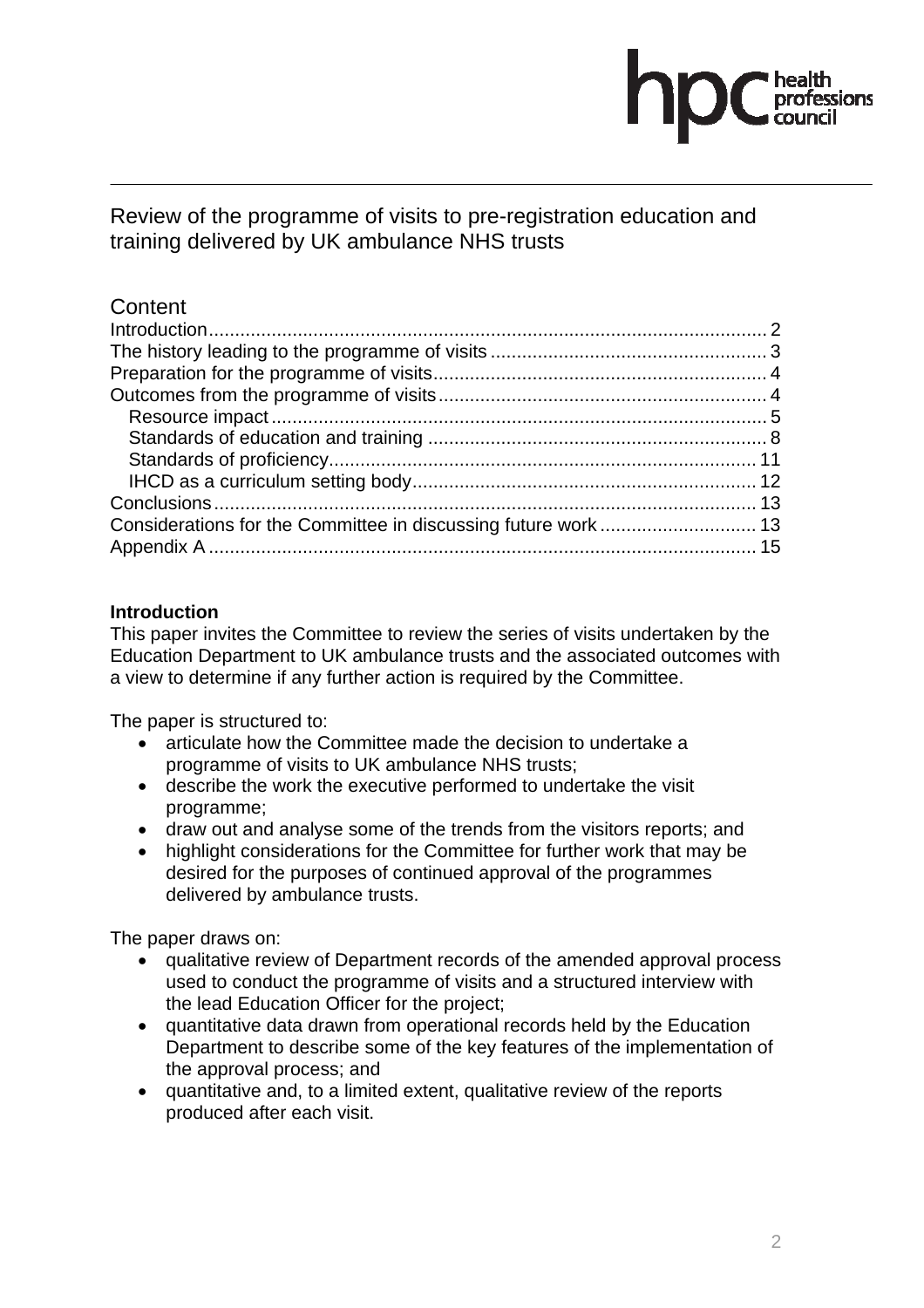Review of the programme of visits to pre-registration education and training delivered by UK ambulance NHS trusts

## Content

Introduction........................................................................................................ 2
The history leading to the programme of visits .................................................... 3
Preparation for the programme of visits................................................................ 4
Outcomes from the programme of visits............................................................... 4
  Resource impact .............................................................................................. 5
  Standards of education and training ................................................................ 8
  Standards of proficiency................................................................................. 11
  IHCD as a curriculum setting body.................................................................. 12
Conclusions....................................................................................................... 13
Considerations for the Committee in discussing future work .............................. 13
Appendix A ........................................................................................................ 15

**Introduction**

This paper invites the Committee to review the series of visits undertaken by the Education Department to UK ambulance trusts and the associated outcomes with a view to determine if any further action is required by the Committee.

The paper is structured to:

- articulate how the Committee made the decision to undertake a programme of visits to UK ambulance NHS trusts;
- describe the work the executive performed to undertake the visit programme;
- draw out and analyse some of the trends from the visitors reports; and
- highlight considerations for the Committee for further work that may be desired for the purposes of continued approval of the programmes delivered by ambulance trusts.

The paper draws on:

- qualitative review of Department records of the amended approval process used to conduct the programme of visits and a structured interview with the lead Education Officer for the project;
- quantitative data drawn from operational records held by the Education Department to describe some of the key features of the implementation of the approval process; and
- quantitative and, to a limited extent, qualitative review of the reports produced after each visit.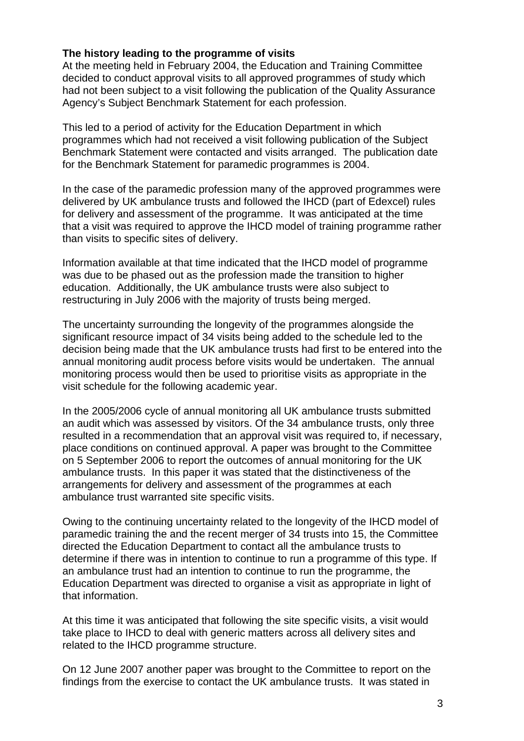**The history leading to the programme of visits**

At the meeting held in February 2004, the Education and Training Committee decided to conduct approval visits to all approved programmes of study which had not been subject to a visit following the publication of the Quality Assurance Agency's Subject Benchmark Statement for each profession.

This led to a period of activity for the Education Department in which programmes which had not received a visit following publication of the Subject Benchmark Statement were contacted and visits arranged. The publication date for the Benchmark Statement for paramedic programmes is 2004.

In the case of the paramedic profession many of the approved programmes were delivered by UK ambulance trusts and followed the IHCD (part of Edexcel) rules for delivery and assessment of the programme. It was anticipated at the time that a visit was required to approve the IHCD model of training programme rather than visits to specific sites of delivery.

Information available at that time indicated that the IHCD model of programme was due to be phased out as the profession made the transition to higher education. Additionally, the UK ambulance trusts were also subject to restructuring in July 2006 with the majority of trusts being merged.

The uncertainty surrounding the longevity of the programmes alongside the significant resource impact of 34 visits being added to the schedule led to the decision being made that the UK ambulance trusts had first to be entered into the annual monitoring audit process before visits would be undertaken. The annual monitoring process would then be used to prioritise visits as appropriate in the visit schedule for the following academic year.

In the 2005/2006 cycle of annual monitoring all UK ambulance trusts submitted an audit which was assessed by visitors. Of the 34 ambulance trusts, only three resulted in a recommendation that an approval visit was required to, if necessary, place conditions on continued approval. A paper was brought to the Committee on 5 September 2006 to report the outcomes of annual monitoring for the UK ambulance trusts. In this paper it was stated that the distinctiveness of the arrangements for delivery and assessment of the programmes at each ambulance trust warranted site specific visits.

Owing to the continuing uncertainty related to the longevity of the IHCD model of paramedic training the and the recent merger of 34 trusts into 15, the Committee directed the Education Department to contact all the ambulance trusts to determine if there was in intention to continue to run a programme of this type. If an ambulance trust had an intention to continue to run the programme, the Education Department was directed to organise a visit as appropriate in light of that information.

At this time it was anticipated that following the site specific visits, a visit would take place to IHCD to deal with generic matters across all delivery sites and related to the IHCD programme structure.

On 12 June 2007 another paper was brought to the Committee to report on the findings from the exercise to contact the UK ambulance trusts. It was stated in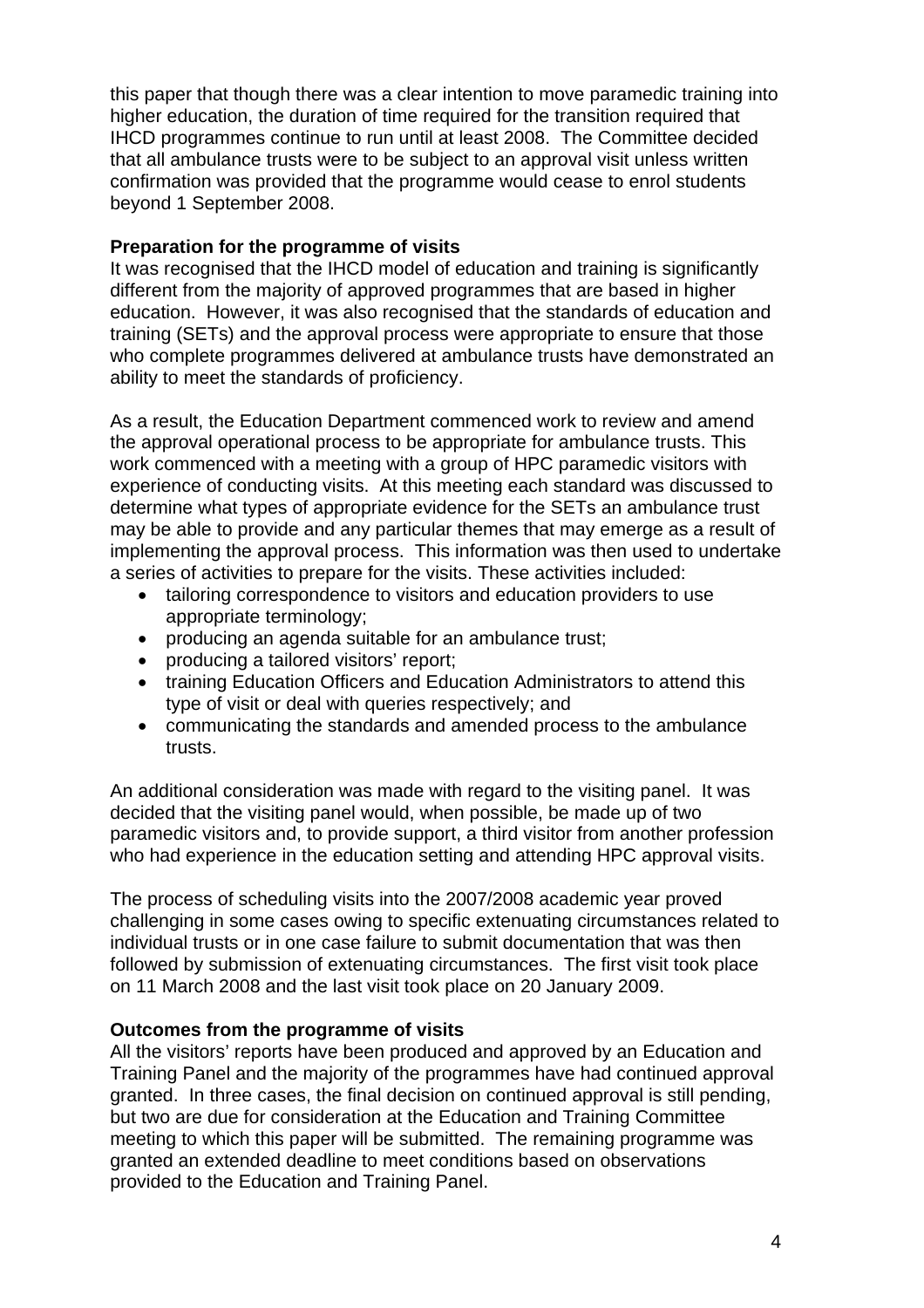this paper that though there was a clear intention to move paramedic training into higher education, the duration of time required for the transition required that IHCD programmes continue to run until at least 2008. The Committee decided that all ambulance trusts were to be subject to an approval visit unless written confirmation was provided that the programme would cease to enrol students beyond 1 September 2008.

**Preparation for the programme of visits**

It was recognised that the IHCD model of education and training is significantly different from the majority of approved programmes that are based in higher education. However, it was also recognised that the standards of education and training (SETs) and the approval process were appropriate to ensure that those who complete programmes delivered at ambulance trusts have demonstrated an ability to meet the standards of proficiency.

As a result, the Education Department commenced work to review and amend the approval operational process to be appropriate for ambulance trusts. This work commenced with a meeting with a group of HPC paramedic visitors with experience of conducting visits. At this meeting each standard was discussed to determine what types of appropriate evidence for the SETs an ambulance trust may be able to provide and any particular themes that may emerge as a result of implementing the approval process. This information was then used to undertake a series of activities to prepare for the visits. These activities included:

- tailoring correspondence to visitors and education providers to use appropriate terminology;
- producing an agenda suitable for an ambulance trust;
- producing a tailored visitors' report;
- training Education Officers and Education Administrators to attend this type of visit or deal with queries respectively; and
- communicating the standards and amended process to the ambulance trusts.

An additional consideration was made with regard to the visiting panel. It was decided that the visiting panel would, when possible, be made up of two paramedic visitors and, to provide support, a third visitor from another profession who had experience in the education setting and attending HPC approval visits.

The process of scheduling visits into the 2007/2008 academic year proved challenging in some cases owing to specific extenuating circumstances related to individual trusts or in one case failure to submit documentation that was then followed by submission of extenuating circumstances. The first visit took place on 11 March 2008 and the last visit took place on 20 January 2009.

**Outcomes from the programme of visits**

All the visitors' reports have been produced and approved by an Education and Training Panel and the majority of the programmes have had continued approval granted. In three cases, the final decision on continued approval is still pending, but two are due for consideration at the Education and Training Committee meeting to which this paper will be submitted. The remaining programme was granted an extended deadline to meet conditions based on observations provided to the Education and Training Panel.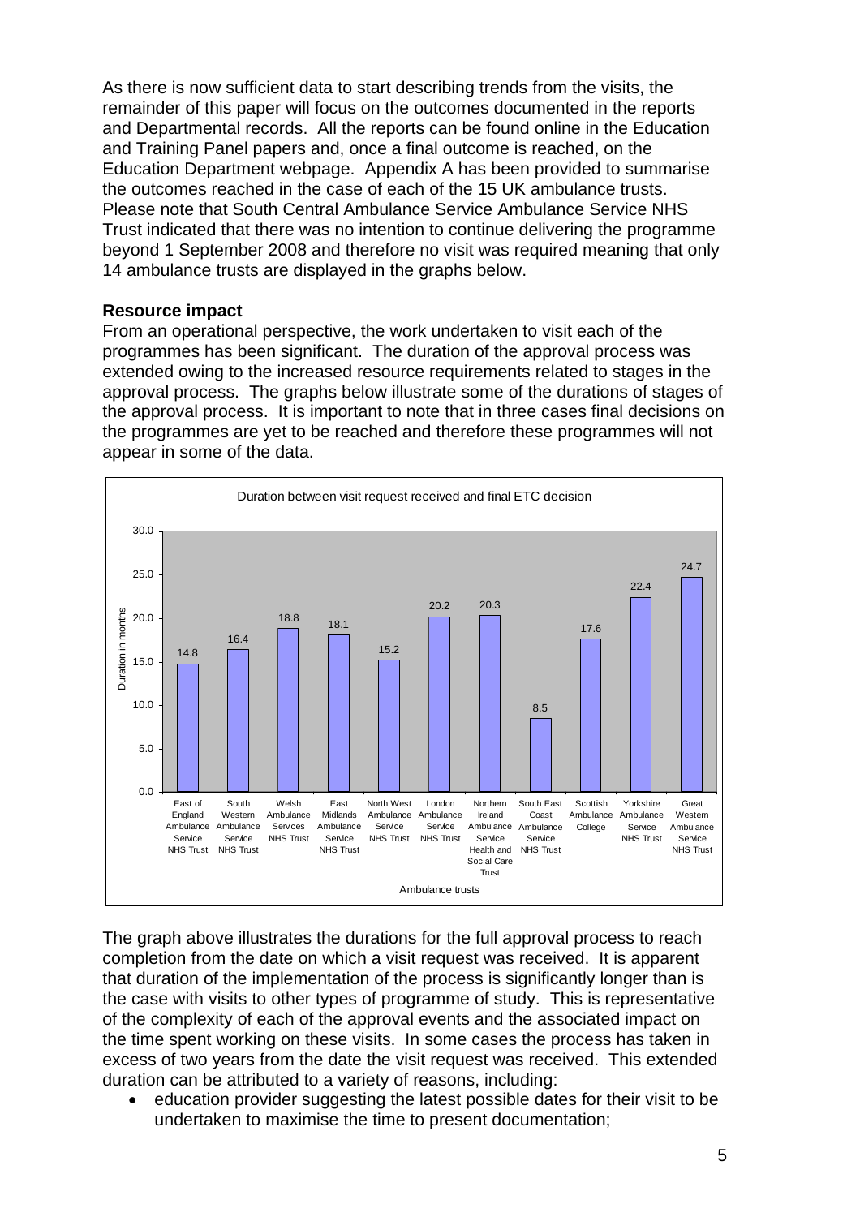As there is now sufficient data to start describing trends from the visits, the remainder of this paper will focus on the outcomes documented in the reports and Departmental records. All the reports can be found online in the Education and Training Panel papers and, once a final outcome is reached, on the Education Department webpage. Appendix A has been provided to summarise the outcomes reached in the case of each of the 15 UK ambulance trusts. Please note that South Central Ambulance Service Ambulance Service NHS Trust indicated that there was no intention to continue delivering the programme beyond 1 September 2008 and therefore no visit was required meaning that only 14 ambulance trusts are displayed in the graphs below.

**Resource impact**

From an operational perspective, the work undertaken to visit each of the programmes has been significant. The duration of the approval process was extended owing to the increased resource requirements related to stages in the approval process. The graphs below illustrate some of the durations of stages of the approval process. It is important to note that in three cases final decisions on the programmes are yet to be reached and therefore these programmes will not appear in some of the data.

Duration between visit request received and final ETC decision

| Ambulance trusts | Duration in months |
| --- | --- |
| East of England Ambulance Service NHS Trust | 14.8 |
| South Western Ambulance Service NHS Trust | 16.4 |
| Welsh Ambulance Services NHS Trust | 18.8 |
| East Midlands Ambulance Service NHS Trust | 18.1 |
| North West Ambulance Service NHS Trust | 15.2 |
| London Ambulance Service NHS Trust | 20.2 |
| Northern Ireland Ambulance Service Health and Social Care Trust | 20.3 |
| South East Coast Ambulance Service NHS Trust | 8.5 |
| Scottish Ambulance College | 17.6 |
| Yorkshire Ambulance Service NHS Trust | 22.4 |
| Great Western Ambulance Service NHS Trust | 24.7 |

The graph above illustrates the durations for the full approval process to reach completion from the date on which a visit request was received. It is apparent that duration of the implementation of the process is significantly longer than is the case with visits to other types of programme of study. This is representative of the complexity of each of the approval events and the associated impact on the time spent working on these visits. In some cases the process has taken in excess of two years from the date the visit request was received. This extended duration can be attributed to a variety of reasons, including:

- education provider suggesting the latest possible dates for their visit to be undertaken to maximise the time to present documentation;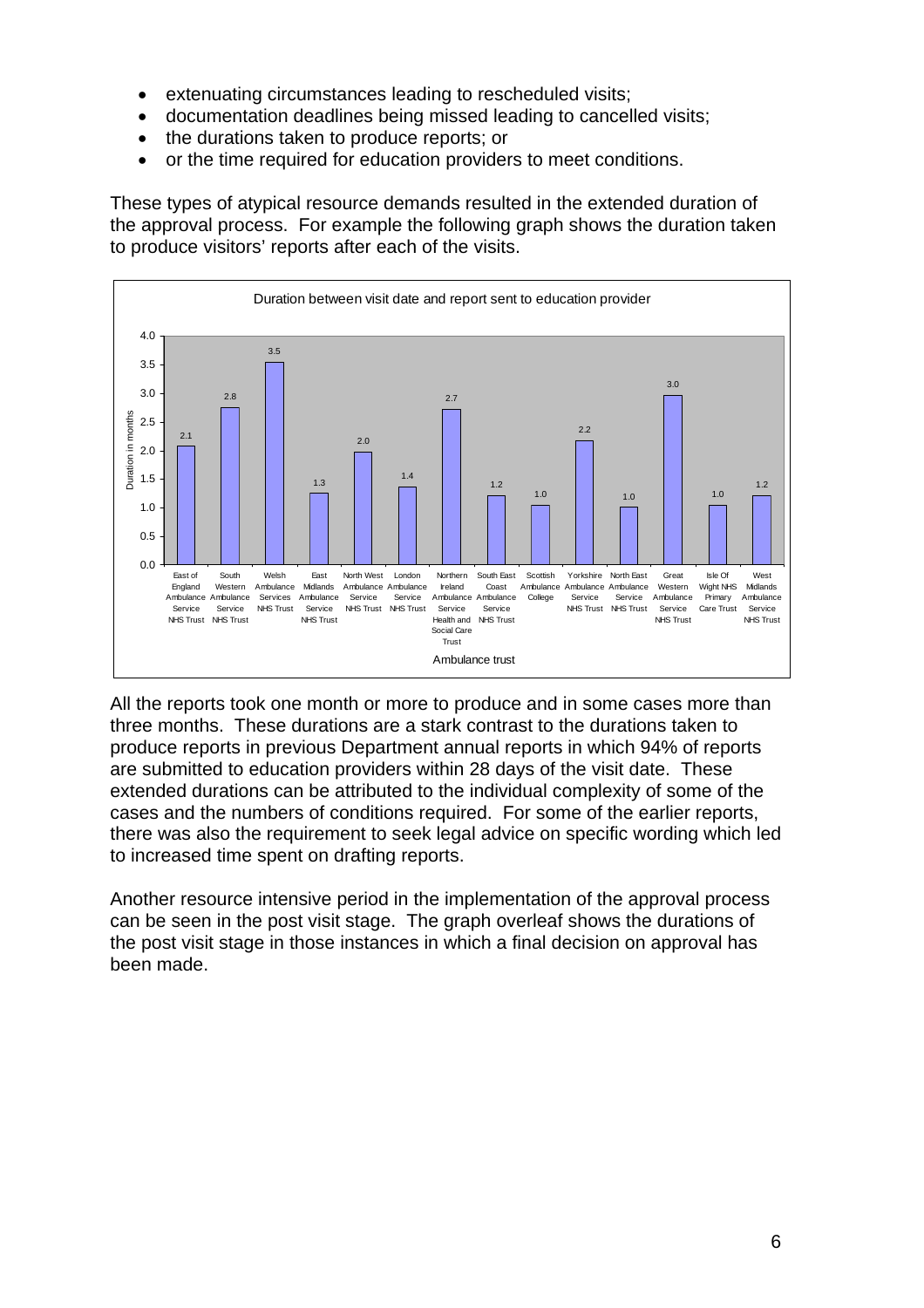- extenuating circumstances leading to rescheduled visits;
- documentation deadlines being missed leading to cancelled visits;
- the durations taken to produce reports; or
- or the time required for education providers to meet conditions.

These types of atypical resource demands resulted in the extended duration of the approval process. For example the following graph shows the duration taken to produce visitors' reports after each of the visits.

**Duration between visit date and report sent to education provider**

| Ambulance trust | Duration in months |
|---|---|
| East of England Ambulance Service NHS Trust | 2.1 |
| South Western Ambulance Service NHS Trust | 2.8 |
| Welsh Ambulance Services NHS Trust | 3.5 |
| East Midlands Ambulance Service NHS Trust | 1.3 |
| North West Ambulance Service NHS Trust | 2.0 |
| London Ambulance Service NHS Trust | 1.4 |
| Northern Ireland Ambulance Service Health and Social Care Trust | 2.7 |
| South East Coast Ambulance Service NHS Trust | 1.2 |
| Scottish Ambulance College | 1.0 |
| Yorkshire Ambulance Service NHS Trust | 2.2 |
| North East Ambulance Service NHS Trust | 1.0 |
| Great Western Ambulance Service NHS Trust | 3.0 |
| Isle Of Wight NHS Primary Care Trust | 1.0 |
| West Midlands Ambulance Service NHS Trust | 1.2 |

All the reports took one month or more to produce and in some cases more than three months. These durations are a stark contrast to the durations taken to produce reports in previous Department annual reports in which 94% of reports are submitted to education providers within 28 days of the visit date. These extended durations can be attributed to the individual complexity of some of the cases and the numbers of conditions required. For some of the earlier reports, there was also the requirement to seek legal advice on specific wording which led to increased time spent on drafting reports.

Another resource intensive period in the implementation of the approval process can be seen in the post visit stage. The graph overleaf shows the durations of the post visit stage in those instances in which a final decision on approval has been made.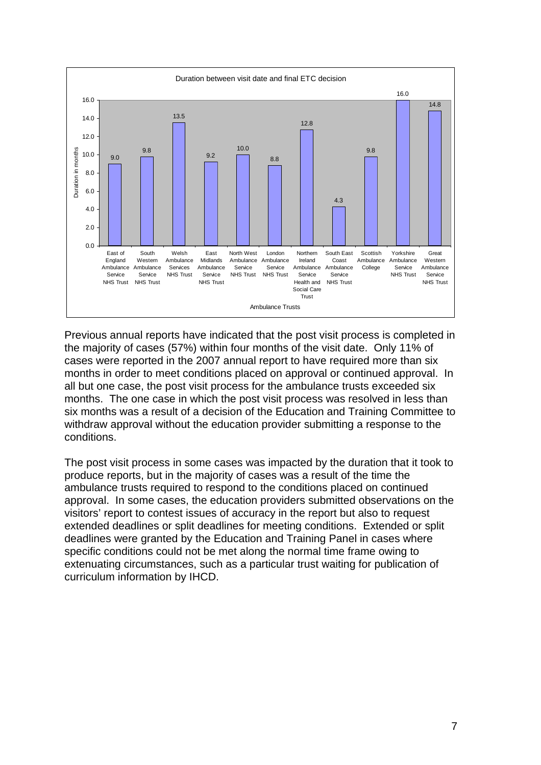**Duration between visit date and final ETC decision**

| Ambulance Trusts | Duration in months |
| --- | --- |
| East of England Ambulance Service NHS Trust | 9.0 |
| South Western Ambulance Service NHS Trust | 9.8 |
| Welsh Ambulance Services NHS Trust | 13.5 |
| East Midlands Ambulance Service NHS Trust | 9.2 |
| North West Ambulance Service NHS Trust | 10.0 |
| London Ambulance Service NHS Trust | 8.8 |
| Northern Ireland Ambulance Service Health and Social Care Trust | 12.8 |
| South East Coast Ambulance Service NHS Trust | 4.3 |
| Scottish Ambulance College | 9.8 |
| Yorkshire Ambulance Service NHS Trust | 16.0 |
| Great Western Ambulance Service NHS Trust | 14.8 |

Previous annual reports have indicated that the post visit process is completed in the majority of cases (57%) within four months of the visit date. Only 11% of cases were reported in the 2007 annual report to have required more than six months in order to meet conditions placed on approval or continued approval. In all but one case, the post visit process for the ambulance trusts exceeded six months. The one case in which the post visit process was resolved in less than six months was a result of a decision of the Education and Training Committee to withdraw approval without the education provider submitting a response to the conditions.

The post visit process in some cases was impacted by the duration that it took to produce reports, but in the majority of cases was a result of the time the ambulance trusts required to respond to the conditions placed on continued approval. In some cases, the education providers submitted observations on the visitors' report to contest issues of accuracy in the report but also to request extended deadlines or split deadlines for meeting conditions. Extended or split deadlines were granted by the Education and Training Panel in cases where specific conditions could not be met along the normal time frame owing to extenuating circumstances, such as a particular trust waiting for publication of curriculum information by IHCD.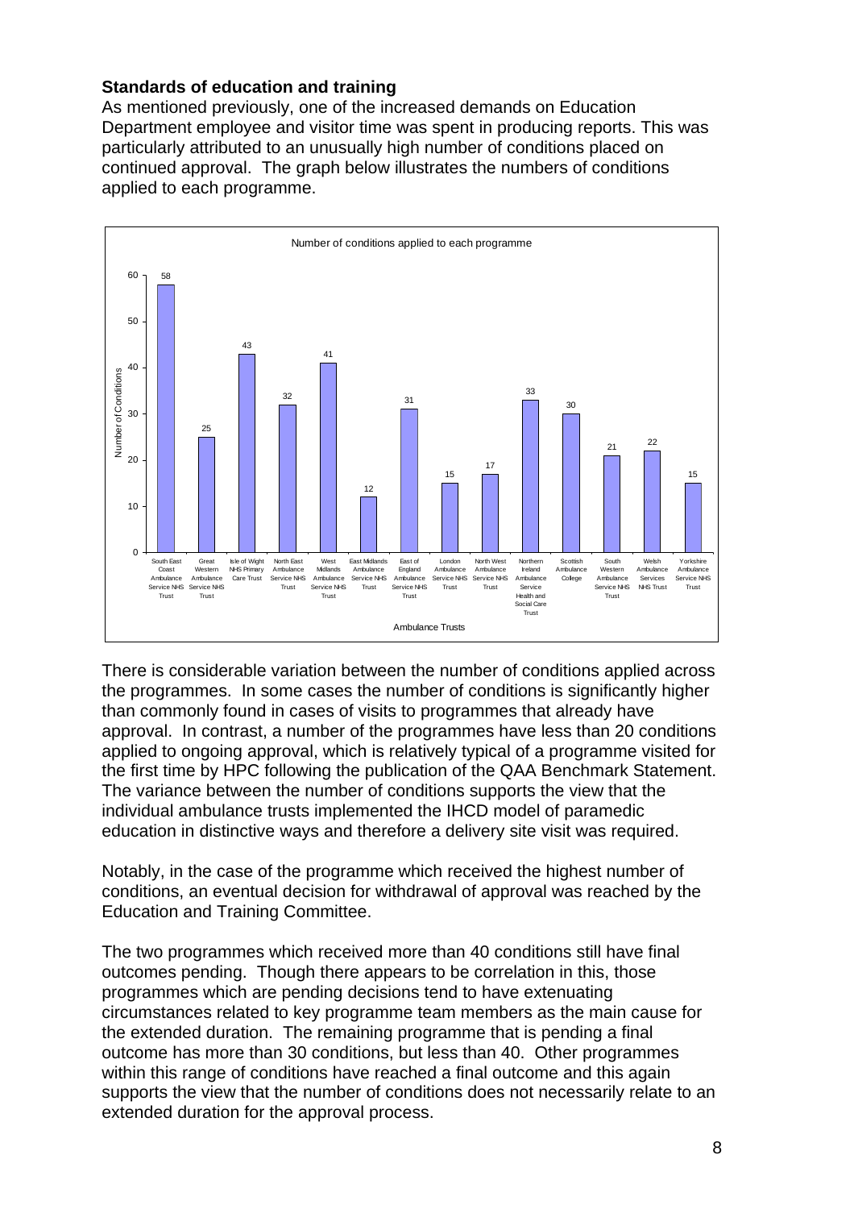**Standards of education and training**

As mentioned previously, one of the increased demands on Education Department employee and visitor time was spent in producing reports. This was particularly attributed to an unusually high number of conditions placed on continued approval. The graph below illustrates the numbers of conditions applied to each programme.

Number of conditions applied to each programme

| Ambulance Trusts | Number of Conditions |
|---|---|
| South East Coast Ambulance Service NHS Trust | 58 |
| Great Western Ambulance Service NHS Trust | 25 |
| Isle of Wight NHS Primary Care Trust | 43 |
| North East Ambulance Service NHS Trust | 32 |
| West Midlands Ambulance Service NHS Trust | 41 |
| East Midlands Ambulance Service NHS Trust | 12 |
| East of England Ambulance Service NHS Trust | 31 |
| London Ambulance Service NHS Trust | 15 |
| North West Ambulance Service NHS Trust | 17 |
| Northern Ireland Ambulance Service Health and Social Care Trust | 33 |
| Scottish Ambulance College | 30 |
| South Western Ambulance Service NHS Trust | 21 |
| Welsh Ambulance Services NHS Trust | 22 |
| Yorkshire Ambulance Service NHS Trust | 15 |

There is considerable variation between the number of conditions applied across the programmes. In some cases the number of conditions is significantly higher than commonly found in cases of visits to programmes that already have approval. In contrast, a number of the programmes have less than 20 conditions applied to ongoing approval, which is relatively typical of a programme visited for the first time by HPC following the publication of the QAA Benchmark Statement. The variance between the number of conditions supports the view that the individual ambulance trusts implemented the IHCD model of paramedic education in distinctive ways and therefore a delivery site visit was required.

Notably, in the case of the programme which received the highest number of conditions, an eventual decision for withdrawal of approval was reached by the Education and Training Committee.

The two programmes which received more than 40 conditions still have final outcomes pending. Though there appears to be correlation in this, those programmes which are pending decisions tend to have extenuating circumstances related to key programme team members as the main cause for the extended duration. The remaining programme that is pending a final outcome has more than 30 conditions, but less than 40. Other programmes within this range of conditions have reached a final outcome and this again supports the view that the number of conditions does not necessarily relate to an extended duration for the approval process.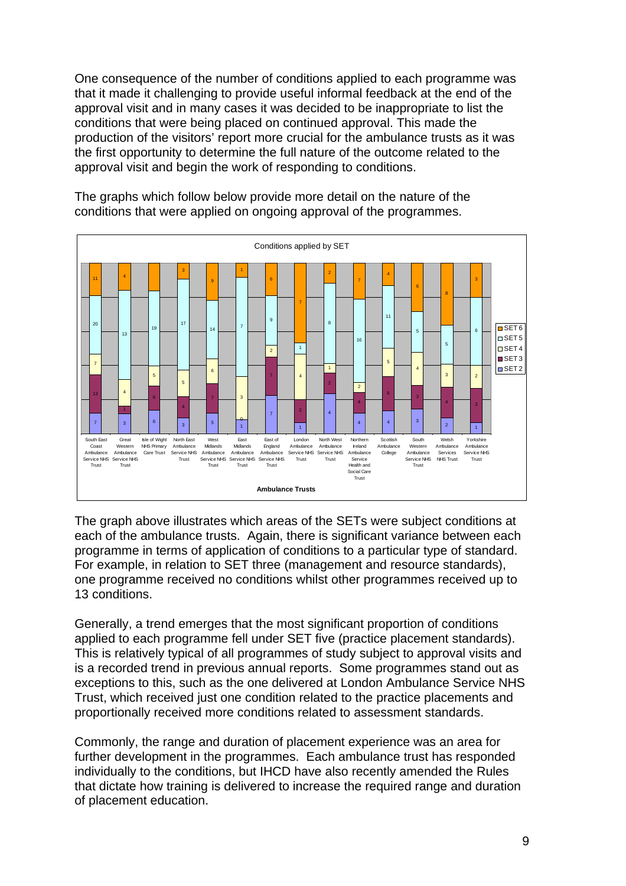One consequence of the number of conditions applied to each programme was that it made it challenging to provide useful informal feedback at the end of the approval visit and in many cases it was decided to be inappropriate to list the conditions that were being placed on continued approval. This made the production of the visitors' report more crucial for the ambulance trusts as it was the first opportunity to determine the full nature of the outcome related to the approval visit and begin the work of responding to conditions.

The graphs which follow below provide more detail on the nature of the conditions that were applied on ongoing approval of the programmes.

**Conditions applied by SET**

| Ambulance Trusts | SET 2 | SET 3 | SET 4 | SET 5 | SET 6 |
|---|---|---|---|---|---|
| South East Coast Ambulance Service NHS Trust | 7 | 13 | 7 | 20 | 11 |
| Great Western Ambulance Service NHS Trust | 3 | 1 | 4 | 13 | 4 |
| Isle of Wight NHS Primary Care Trust | 6 | 6 | 5 | 19 | |
| North East Ambulance Service NHS Trust | 3 | 4 | 5 | 17 | 3 |
| West Midlands Ambulance Service NHS Trust | 5 | 7 | 6 | 14 | 9 |
| East Midlands Ambulance Service NHS Trust | 1 | 0 | 3 | 7 | 1 |
| East of England Ambulance Service NHS Trust | 7 | 7 | 2 | 9 | 6 |
| London Ambulance Service NHS Trust | 1 | 2 | 4 | 1 | 7 |
| North West Ambulance Service NHS Trust | 4 | 2 | 1 | 8 | 2 |
| Northern Ireland Ambulance Service Health and Social Care Trust | 4 | 4 | 2 | 16 | 7 |
| Scottish Ambulance College | 4 | 6 | 5 | 11 | 4 |
| South Western Ambulance Service NHS Trust | 3 | 3 | 4 | 5 | 6 |
| Welsh Ambulance Services NHS Trust | 2 | 4 | 3 | 5 | 8 |
| Yorkshire Ambulance Service NHS Trust | 1 | 3 | 2 | 6 | 3 |

The graph above illustrates which areas of the SETs were subject conditions at each of the ambulance trusts. Again, there is significant variance between each programme in terms of application of conditions to a particular type of standard. For example, in relation to SET three (management and resource standards), one programme received no conditions whilst other programmes received up to 13 conditions.

Generally, a trend emerges that the most significant proportion of conditions applied to each programme fell under SET five (practice placement standards). This is relatively typical of all programmes of study subject to approval visits and is a recorded trend in previous annual reports. Some programmes stand out as exceptions to this, such as the one delivered at London Ambulance Service NHS Trust, which received just one condition related to the practice placements and proportionally received more conditions related to assessment standards.

Commonly, the range and duration of placement experience was an area for further development in the programmes. Each ambulance trust has responded individually to the conditions, but IHCD have also recently amended the Rules that dictate how training is delivered to increase the required range and duration of placement education.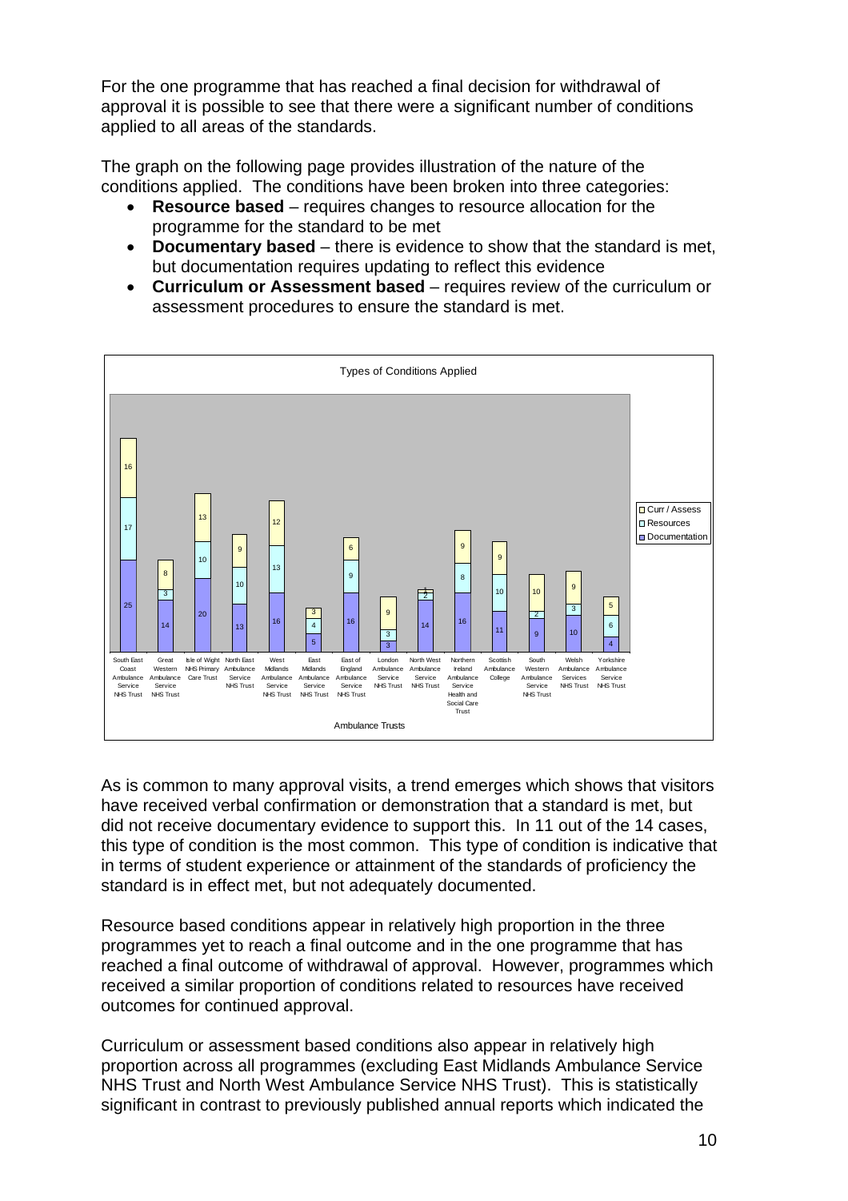For the one programme that has reached a final decision for withdrawal of approval it is possible to see that there were a significant number of conditions applied to all areas of the standards.

The graph on the following page provides illustration of the nature of the conditions applied. The conditions have been broken into three categories:

- **Resource based** – requires changes to resource allocation for the programme for the standard to be met
- **Documentary based** – there is evidence to show that the standard is met, but documentation requires updating to reflect this evidence
- **Curriculum or Assessment based** – requires review of the curriculum or assessment procedures to ensure the standard is met.

**Types of Conditions Applied**

| Ambulance Trusts | Documentation | Resources | Curr / Assess |
|---|---|---|---|
| South East Coast Ambulance Service NHS Trust | 25 | 17 | 16 |
| Great Western Ambulance Service NHS Trust | 14 | 3 | 8 |
| Isle of Wight NHS Primary Care Trust | 20 | 10 | 13 |
| North East Ambulance Service NHS Trust | 13 | 10 | 9 |
| West Midlands Ambulance Service NHS Trust | 16 | 13 | 12 |
| East Midlands Ambulance Service NHS Trust | 5 | 4 | 3 |
| East of England Ambulance Service NHS Trust | 16 | 9 | 6 |
| London Ambulance Service NHS Trust | 3 | 3 | 9 |
| North West Ambulance Service NHS Trust | 14 | 2 | 1 |
| Northern Ireland Ambulance Service Health and Social Care Trust | 16 | 8 | 9 |
| Scottish Ambulance College | 11 | 10 | 9 |
| South Western Ambulance Service NHS Trust | 9 | 2 | 10 |
| Welsh Ambulance Services NHS Trust | 10 | 3 | 9 |
| Yorkshire Ambulance Service NHS Trust | 4 | 6 | 5 |

As is common to many approval visits, a trend emerges which shows that visitors have received verbal confirmation or demonstration that a standard is met, but did not receive documentary evidence to support this. In 11 out of the 14 cases, this type of condition is the most common. This type of condition is indicative that in terms of student experience or attainment of the standards of proficiency the standard is in effect met, but not adequately documented.

Resource based conditions appear in relatively high proportion in the three programmes yet to reach a final outcome and in the one programme that has reached a final outcome of withdrawal of approval. However, programmes which received a similar proportion of conditions related to resources have received outcomes for continued approval.

Curriculum or assessment based conditions also appear in relatively high proportion across all programmes (excluding East Midlands Ambulance Service NHS Trust and North West Ambulance Service NHS Trust). This is statistically significant in contrast to previously published annual reports which indicated the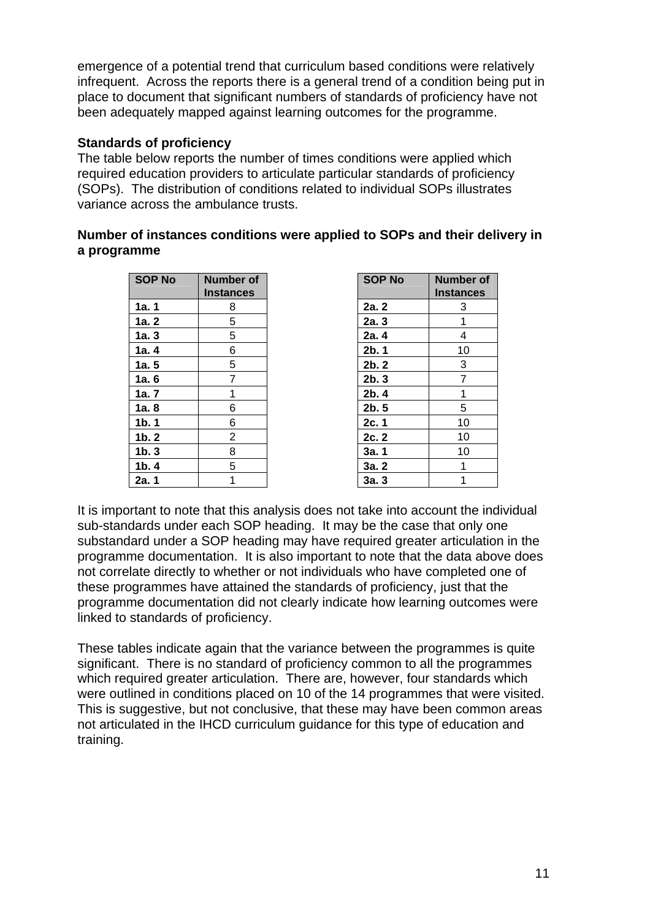emergence of a potential trend that curriculum based conditions were relatively infrequent. Across the reports there is a general trend of a condition being put in place to document that significant numbers of standards of proficiency have not been adequately mapped against learning outcomes for the programme.

**Standards of proficiency**

The table below reports the number of times conditions were applied which required education providers to articulate particular standards of proficiency (SOPs). The distribution of conditions related to individual SOPs illustrates variance across the ambulance trusts.

**Number of instances conditions were applied to SOPs and their delivery in a programme**

| SOP No | Number of Instances |
|---|---|
| 1a. 1 | 8 |
| 1a. 2 | 5 |
| 1a. 3 | 5 |
| 1a. 4 | 6 |
| 1a. 5 | 5 |
| 1a. 6 | 7 |
| 1a. 7 | 1 |
| 1a. 8 | 6 |
| 1b. 1 | 6 |
| 1b. 2 | 2 |
| 1b. 3 | 8 |
| 1b. 4 | 5 |
| 2a. 1 | 1 |

| SOP No | Number of Instances |
|---|---|
| 2a. 2 | 3 |
| 2a. 3 | 1 |
| 2a. 4 | 4 |
| 2b. 1 | 10 |
| 2b. 2 | 3 |
| 2b. 3 | 7 |
| 2b. 4 | 1 |
| 2b. 5 | 5 |
| 2c. 1 | 10 |
| 2c. 2 | 10 |
| 3a. 1 | 10 |
| 3a. 2 | 1 |
| 3a. 3 | 1 |

It is important to note that this analysis does not take into account the individual sub-standards under each SOP heading. It may be the case that only one substandard under a SOP heading may have required greater articulation in the programme documentation. It is also important to note that the data above does not correlate directly to whether or not individuals who have completed one of these programmes have attained the standards of proficiency, just that the programme documentation did not clearly indicate how learning outcomes were linked to standards of proficiency.

These tables indicate again that the variance between the programmes is quite significant. There is no standard of proficiency common to all the programmes which required greater articulation. There are, however, four standards which were outlined in conditions placed on 10 of the 14 programmes that were visited. This is suggestive, but not conclusive, that these may have been common areas not articulated in the IHCD curriculum guidance for this type of education and training.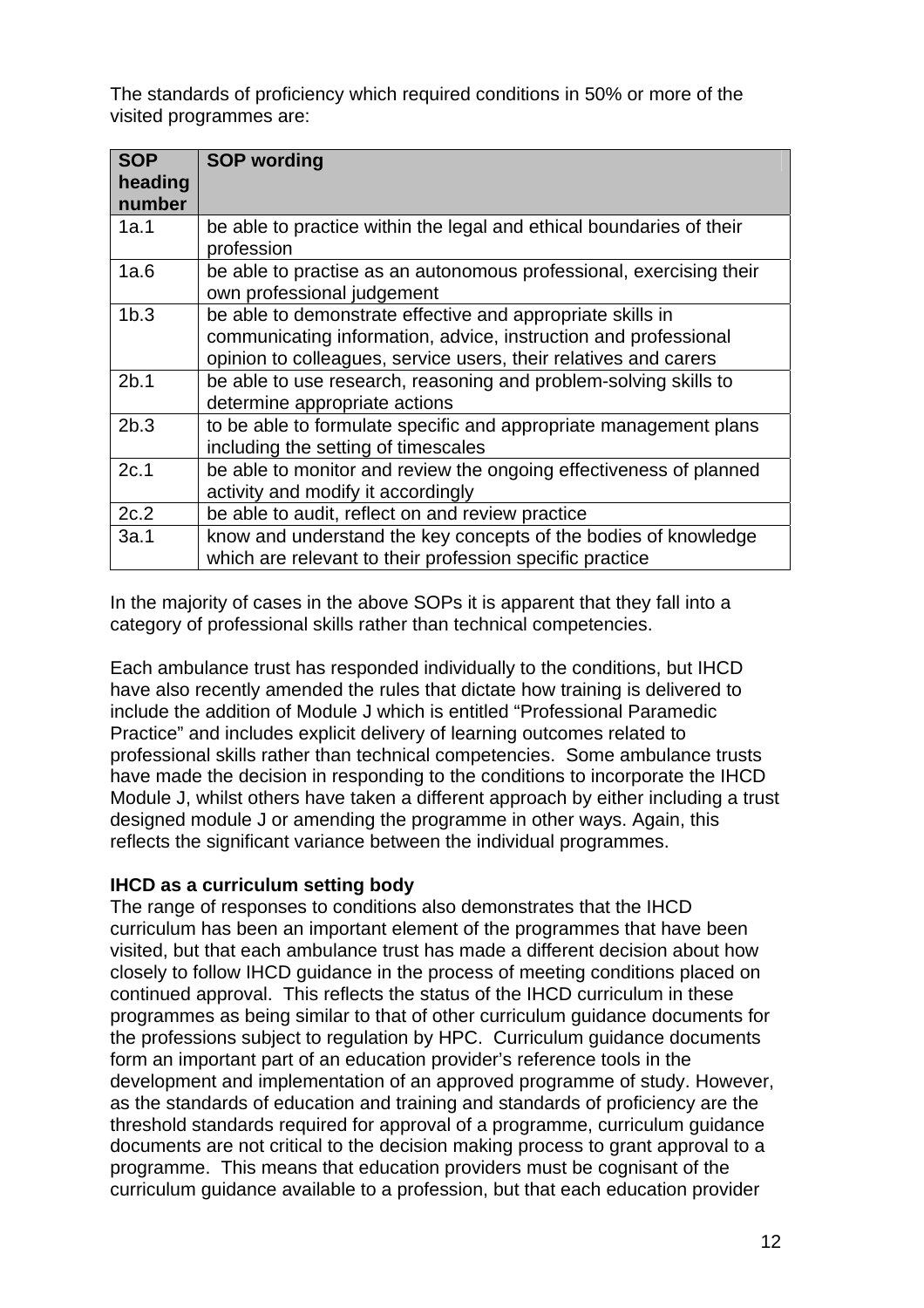The standards of proficiency which required conditions in 50% or more of the visited programmes are:

| SOP heading number | SOP wording |
|---|---|
| 1a.1 | be able to practice within the legal and ethical boundaries of their profession |
| 1a.6 | be able to practise as an autonomous professional, exercising their own professional judgement |
| 1b.3 | be able to demonstrate effective and appropriate skills in communicating information, advice, instruction and professional opinion to colleagues, service users, their relatives and carers |
| 2b.1 | be able to use research, reasoning and problem-solving skills to determine appropriate actions |
| 2b.3 | to be able to formulate specific and appropriate management plans including the setting of timescales |
| 2c.1 | be able to monitor and review the ongoing effectiveness of planned activity and modify it accordingly |
| 2c.2 | be able to audit, reflect on and review practice |
| 3a.1 | know and understand the key concepts of the bodies of knowledge which are relevant to their profession specific practice |

In the majority of cases in the above SOPs it is apparent that they fall into a category of professional skills rather than technical competencies.

Each ambulance trust has responded individually to the conditions, but IHCD have also recently amended the rules that dictate how training is delivered to include the addition of Module J which is entitled "Professional Paramedic Practice" and includes explicit delivery of learning outcomes related to professional skills rather than technical competencies. Some ambulance trusts have made the decision in responding to the conditions to incorporate the IHCD Module J, whilst others have taken a different approach by either including a trust designed module J or amending the programme in other ways. Again, this reflects the significant variance between the individual programmes.

**IHCD as a curriculum setting body**

The range of responses to conditions also demonstrates that the IHCD curriculum has been an important element of the programmes that have been visited, but that each ambulance trust has made a different decision about how closely to follow IHCD guidance in the process of meeting conditions placed on continued approval. This reflects the status of the IHCD curriculum in these programmes as being similar to that of other curriculum guidance documents for the professions subject to regulation by HPC. Curriculum guidance documents form an important part of an education provider's reference tools in the development and implementation of an approved programme of study. However, as the standards of education and training and standards of proficiency are the threshold standards required for approval of a programme, curriculum guidance documents are not critical to the decision making process to grant approval to a programme. This means that education providers must be cognisant of the curriculum guidance available to a profession, but that each education provider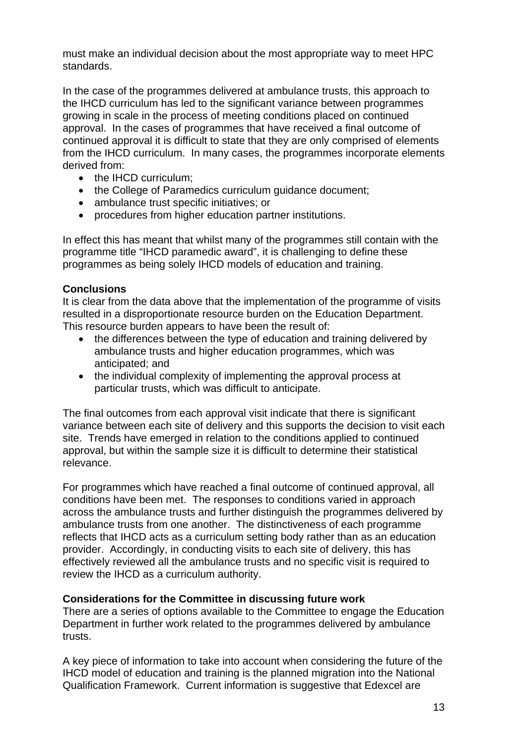must make an individual decision about the most appropriate way to meet HPC standards.

In the case of the programmes delivered at ambulance trusts, this approach to the IHCD curriculum has led to the significant variance between programmes growing in scale in the process of meeting conditions placed on continued approval. In the cases of programmes that have received a final outcome of continued approval it is difficult to state that they are only comprised of elements from the IHCD curriculum. In many cases, the programmes incorporate elements derived from:

- the IHCD curriculum;
- the College of Paramedics curriculum guidance document;
- ambulance trust specific initiatives; or
- procedures from higher education partner institutions.

In effect this has meant that whilst many of the programmes still contain with the programme title "IHCD paramedic award", it is challenging to define these programmes as being solely IHCD models of education and training.

**Conclusions**

It is clear from the data above that the implementation of the programme of visits resulted in a disproportionate resource burden on the Education Department. This resource burden appears to have been the result of:

- the differences between the type of education and training delivered by ambulance trusts and higher education programmes, which was anticipated; and
- the individual complexity of implementing the approval process at particular trusts, which was difficult to anticipate.

The final outcomes from each approval visit indicate that there is significant variance between each site of delivery and this supports the decision to visit each site. Trends have emerged in relation to the conditions applied to continued approval, but within the sample size it is difficult to determine their statistical relevance.

For programmes which have reached a final outcome of continued approval, all conditions have been met. The responses to conditions varied in approach across the ambulance trusts and further distinguish the programmes delivered by ambulance trusts from one another. The distinctiveness of each programme reflects that IHCD acts as a curriculum setting body rather than as an education provider. Accordingly, in conducting visits to each site of delivery, this has effectively reviewed all the ambulance trusts and no specific visit is required to review the IHCD as a curriculum authority.

**Considerations for the Committee in discussing future work**

There are a series of options available to the Committee to engage the Education Department in further work related to the programmes delivered by ambulance trusts.

A key piece of information to take into account when considering the future of the IHCD model of education and training is the planned migration into the National Qualification Framework. Current information is suggestive that Edexcel are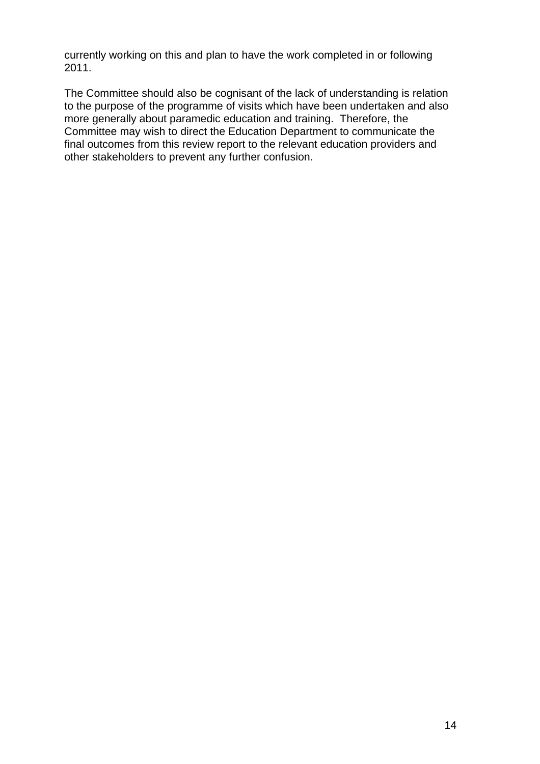currently working on this and plan to have the work completed in or following 2011.

The Committee should also be cognisant of the lack of understanding is relation to the purpose of the programme of visits which have been undertaken and also more generally about paramedic education and training. Therefore, the Committee may wish to direct the Education Department to communicate the final outcomes from this review report to the relevant education providers and other stakeholders to prevent any further confusion.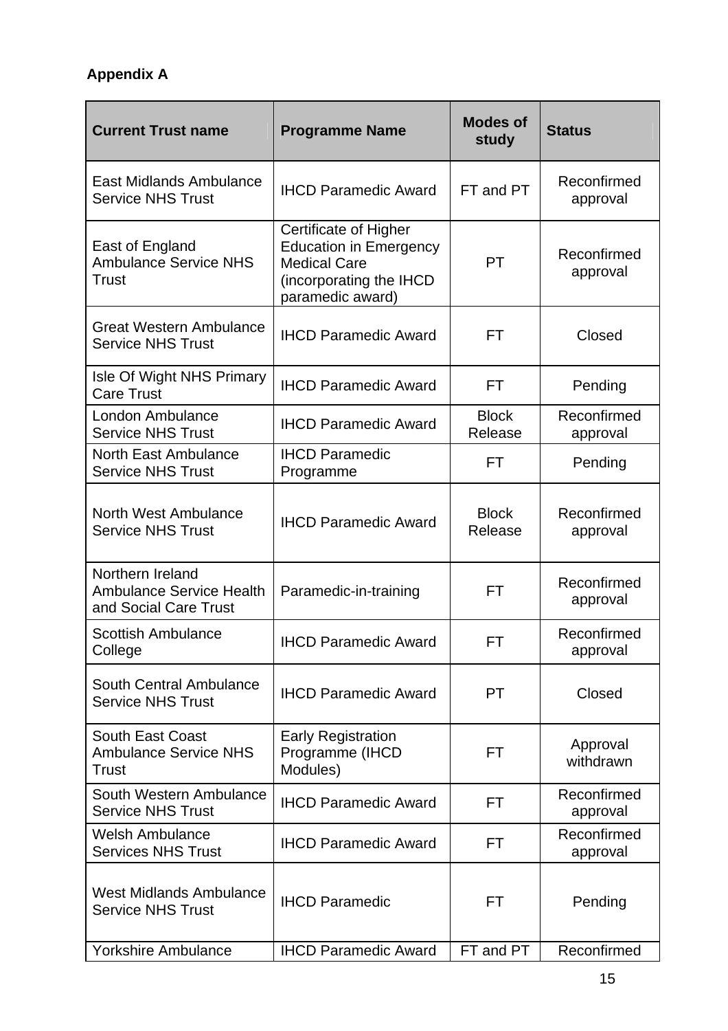**Appendix A**

| Current Trust name | Programme Name | Modes of study | Status |
|---|---|---|---|
| East Midlands Ambulance Service NHS Trust | IHCD Paramedic Award | FT and PT | Reconfirmed approval |
| East of England Ambulance Service NHS Trust | Certificate of Higher Education in Emergency Medical Care (incorporating the IHCD paramedic award) | PT | Reconfirmed approval |
| Great Western Ambulance Service NHS Trust | IHCD Paramedic Award | FT | Closed |
| Isle Of Wight NHS Primary Care Trust | IHCD Paramedic Award | FT | Pending |
| London Ambulance Service NHS Trust | IHCD Paramedic Award | Block Release | Reconfirmed approval |
| North East Ambulance Service NHS Trust | IHCD Paramedic Programme | FT | Pending |
| North West Ambulance Service NHS Trust | IHCD Paramedic Award | Block Release | Reconfirmed approval |
| Northern Ireland Ambulance Service Health and Social Care Trust | Paramedic-in-training | FT | Reconfirmed approval |
| Scottish Ambulance College | IHCD Paramedic Award | FT | Reconfirmed approval |
| South Central Ambulance Service NHS Trust | IHCD Paramedic Award | PT | Closed |
| South East Coast Ambulance Service NHS Trust | Early Registration Programme (IHCD Modules) | FT | Approval withdrawn |
| South Western Ambulance Service NHS Trust | IHCD Paramedic Award | FT | Reconfirmed approval |
| Welsh Ambulance Services NHS Trust | IHCD Paramedic Award | FT | Reconfirmed approval |
| West Midlands Ambulance Service NHS Trust | IHCD Paramedic | FT | Pending |
| Yorkshire Ambulance | IHCD Paramedic Award | FT and PT | Reconfirmed |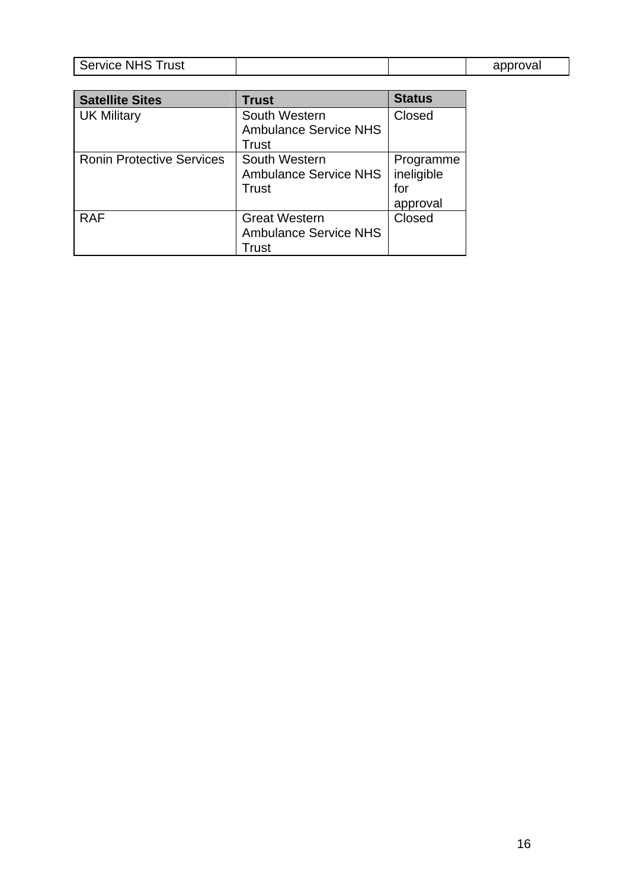| | | | |
|---|---|---|---|
| Service NHS Trust | | | approval |

| Satellite Sites | Trust | Status |
|---|---|---|
| UK Military | South Western Ambulance Service NHS Trust | Closed |
| Ronin Protective Services | South Western Ambulance Service NHS Trust | Programme ineligible for approval |
| RAF | Great Western Ambulance Service NHS Trust | Closed |